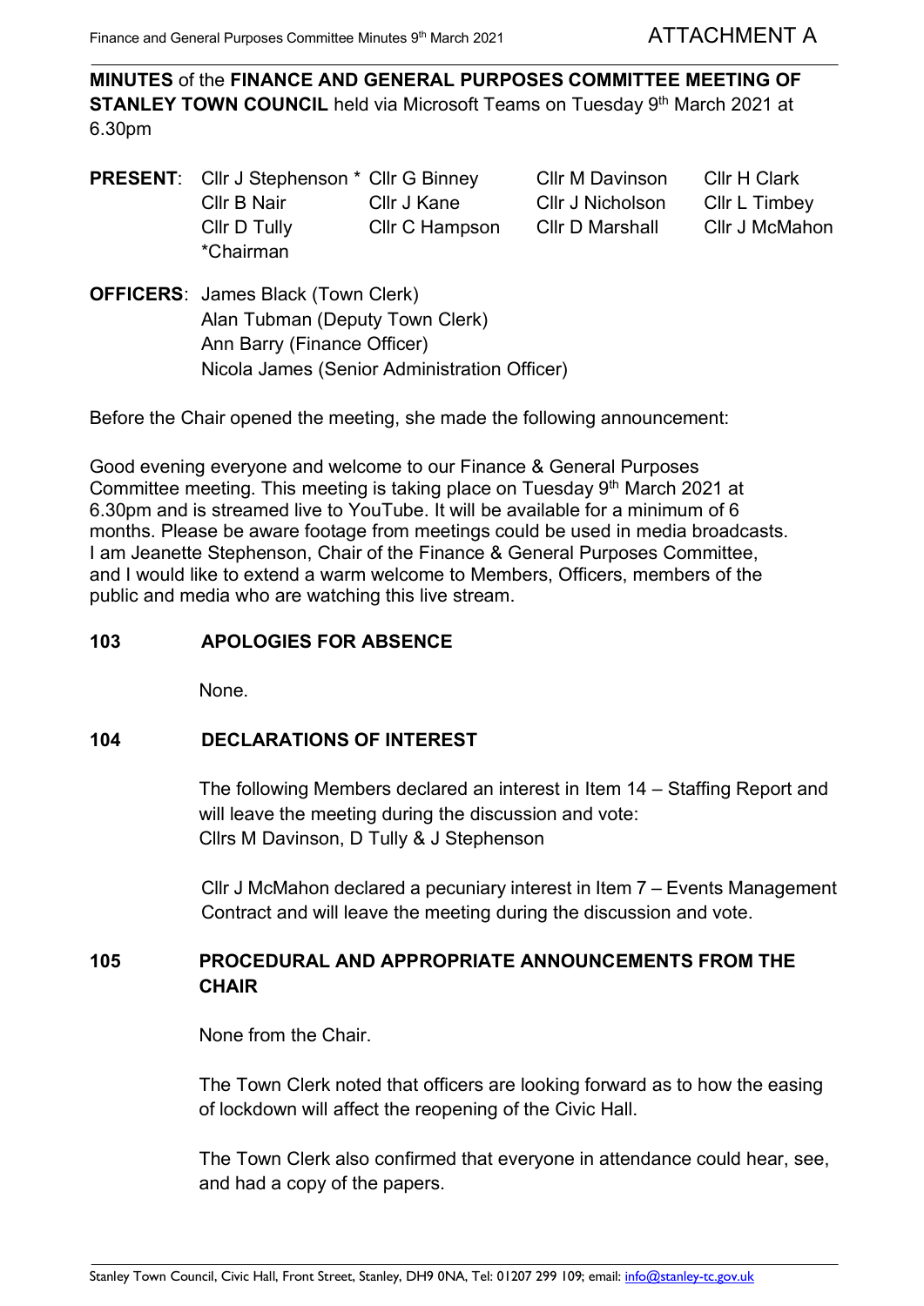ATTACHMENT A

**MINUTES** of the **FINANCE AND GENERAL PURPOSES COMMITTEE MEETING OF STANLEY TOWN COUNCIL** held via Microsoft Teams on Tuesday 9th March 2021 at 6.30pm

| **PRESENT**: | Cllr J Stephenson * | Cllr G Binney | Cllr M Davinson | Cllr H Clark |
|---|---|---|---|---|
| | Cllr B Nair | Cllr J Kane | Cllr J Nicholson | Cllr L Timbey |
| | Cllr D Tully | Cllr C Hampson | Cllr D Marshall | Cllr J McMahon |
| | *Chairman | | | |

**OFFICERS**: James Black (Town Clerk)
Alan Tubman (Deputy Town Clerk)
Ann Barry (Finance Officer)
Nicola James (Senior Administration Officer)

Before the Chair opened the meeting, she made the following announcement:

Good evening everyone and welcome to our Finance & General Purposes Committee meeting. This meeting is taking place on Tuesday 9th March 2021 at 6.30pm and is streamed live to YouTube. It will be available for a minimum of 6 months. Please be aware footage from meetings could be used in media broadcasts. I am Jeanette Stephenson, Chair of the Finance & General Purposes Committee, and I would like to extend a warm welcome to Members, Officers, members of the public and media who are watching this live stream.

## 103 APOLOGIES FOR ABSENCE

None.

## 104 DECLARATIONS OF INTEREST

The following Members declared an interest in Item 14 – Staffing Report and will leave the meeting during the discussion and vote:
Cllrs M Davinson, D Tully & J Stephenson

Cllr J McMahon declared a pecuniary interest in Item 7 – Events Management Contract and will leave the meeting during the discussion and vote.

## 105 PROCEDURAL AND APPROPRIATE ANNOUNCEMENTS FROM THE CHAIR

None from the Chair.

The Town Clerk noted that officers are looking forward as to how the easing of lockdown will affect the reopening of the Civic Hall.

The Town Clerk also confirmed that everyone in attendance could hear, see, and had a copy of the papers.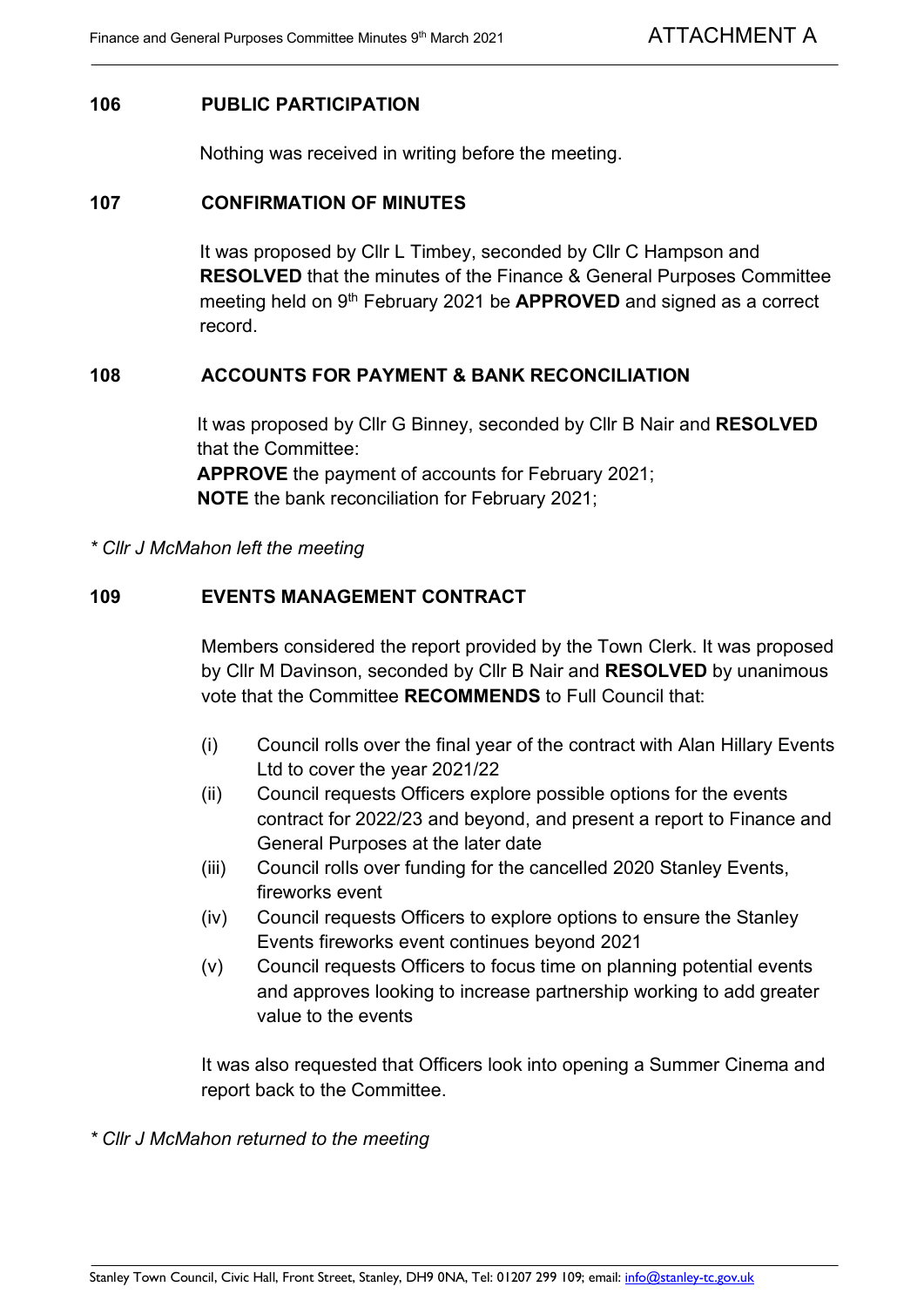## 106 PUBLIC PARTICIPATION

Nothing was received in writing before the meeting.

## 107 CONFIRMATION OF MINUTES

It was proposed by Cllr L Timbey, seconded by Cllr C Hampson and **RESOLVED** that the minutes of the Finance & General Purposes Committee meeting held on 9th February 2021 be **APPROVED** and signed as a correct record.

## 108 ACCOUNTS FOR PAYMENT & BANK RECONCILIATION

It was proposed by Cllr G Binney, seconded by Cllr B Nair and **RESOLVED** that the Committee:
**APPROVE** the payment of accounts for February 2021;
**NOTE** the bank reconciliation for February 2021;

*\* Cllr J McMahon left the meeting*

## 109 EVENTS MANAGEMENT CONTRACT

Members considered the report provided by the Town Clerk. It was proposed by Cllr M Davinson, seconded by Cllr B Nair and **RESOLVED** by unanimous vote that the Committee **RECOMMENDS** to Full Council that:

(i) Council rolls over the final year of the contract with Alan Hillary Events Ltd to cover the year 2021/22

(ii) Council requests Officers explore possible options for the events contract for 2022/23 and beyond, and present a report to Finance and General Purposes at the later date

(iii) Council rolls over funding for the cancelled 2020 Stanley Events, fireworks event

(iv) Council requests Officers to explore options to ensure the Stanley Events fireworks event continues beyond 2021

(v) Council requests Officers to focus time on planning potential events and approves looking to increase partnership working to add greater value to the events

It was also requested that Officers look into opening a Summer Cinema and report back to the Committee.

*\* Cllr J McMahon returned to the meeting*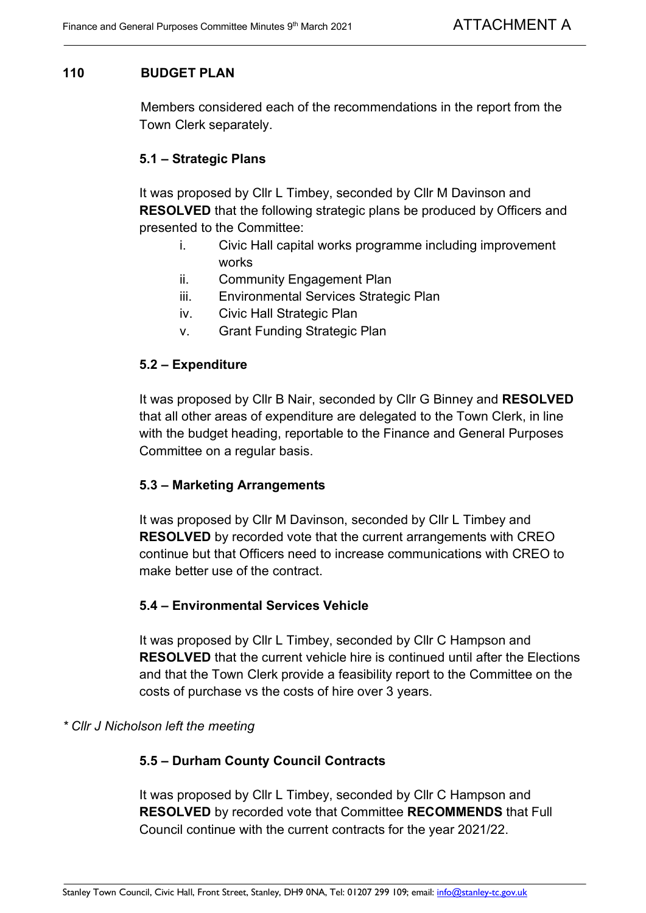## 110 BUDGET PLAN

Members considered each of the recommendations in the report from the Town Clerk separately.

### 5.1 – Strategic Plans

It was proposed by Cllr L Timbey, seconded by Cllr M Davinson and **RESOLVED** that the following strategic plans be produced by Officers and presented to the Committee:

i. Civic Hall capital works programme including improvement works
ii. Community Engagement Plan
iii. Environmental Services Strategic Plan
iv. Civic Hall Strategic Plan
v. Grant Funding Strategic Plan

### 5.2 – Expenditure

It was proposed by Cllr B Nair, seconded by Cllr G Binney and **RESOLVED** that all other areas of expenditure are delegated to the Town Clerk, in line with the budget heading, reportable to the Finance and General Purposes Committee on a regular basis.

### 5.3 – Marketing Arrangements

It was proposed by Cllr M Davinson, seconded by Cllr L Timbey and **RESOLVED** by recorded vote that the current arrangements with CREO continue but that Officers need to increase communications with CREO to make better use of the contract.

### 5.4 – Environmental Services Vehicle

It was proposed by Cllr L Timbey, seconded by Cllr C Hampson and **RESOLVED** that the current vehicle hire is continued until after the Elections and that the Town Clerk provide a feasibility report to the Committee on the costs of purchase vs the costs of hire over 3 years.

*\* Cllr J Nicholson left the meeting*

### 5.5 – Durham County Council Contracts

It was proposed by Cllr L Timbey, seconded by Cllr C Hampson and **RESOLVED** by recorded vote that Committee **RECOMMENDS** that Full Council continue with the current contracts for the year 2021/22.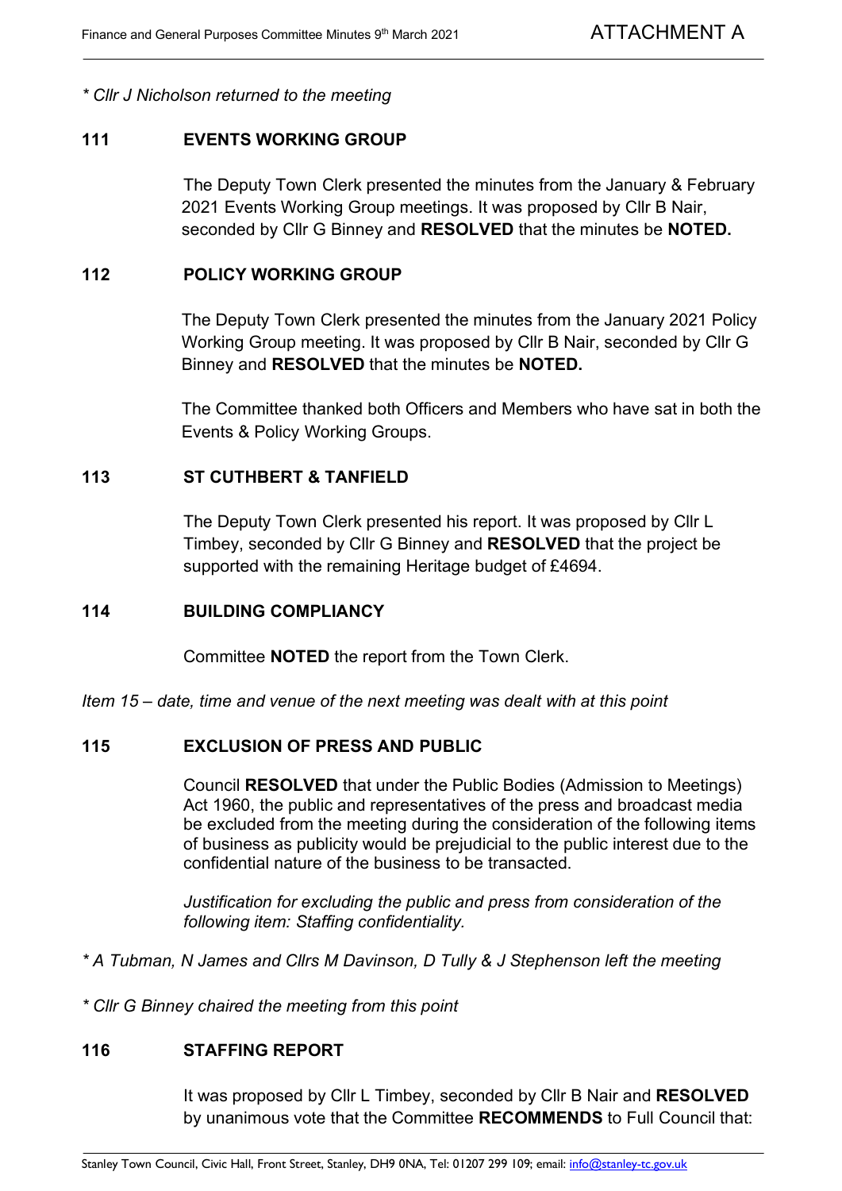*\* Cllr J Nicholson returned to the meeting*

## 111 EVENTS WORKING GROUP

The Deputy Town Clerk presented the minutes from the January & February 2021 Events Working Group meetings. It was proposed by Cllr B Nair, seconded by Cllr G Binney and **RESOLVED** that the minutes be **NOTED.**

## 112 POLICY WORKING GROUP

The Deputy Town Clerk presented the minutes from the January 2021 Policy Working Group meeting. It was proposed by Cllr B Nair, seconded by Cllr G Binney and **RESOLVED** that the minutes be **NOTED.**

The Committee thanked both Officers and Members who have sat in both the Events & Policy Working Groups.

## 113 ST CUTHBERT & TANFIELD

The Deputy Town Clerk presented his report. It was proposed by Cllr L Timbey, seconded by Cllr G Binney and **RESOLVED** that the project be supported with the remaining Heritage budget of £4694.

## 114 BUILDING COMPLIANCY

Committee **NOTED** the report from the Town Clerk.

*Item 15 – date, time and venue of the next meeting was dealt with at this point*

## 115 EXCLUSION OF PRESS AND PUBLIC

Council **RESOLVED** that under the Public Bodies (Admission to Meetings) Act 1960, the public and representatives of the press and broadcast media be excluded from the meeting during the consideration of the following items of business as publicity would be prejudicial to the public interest due to the confidential nature of the business to be transacted.

*Justification for excluding the public and press from consideration of the following item: Staffing confidentiality.*

*\* A Tubman, N James and Cllrs M Davinson, D Tully & J Stephenson left the meeting*

*\* Cllr G Binney chaired the meeting from this point*

## 116 STAFFING REPORT

It was proposed by Cllr L Timbey, seconded by Cllr B Nair and **RESOLVED** by unanimous vote that the Committee **RECOMMENDS** to Full Council that: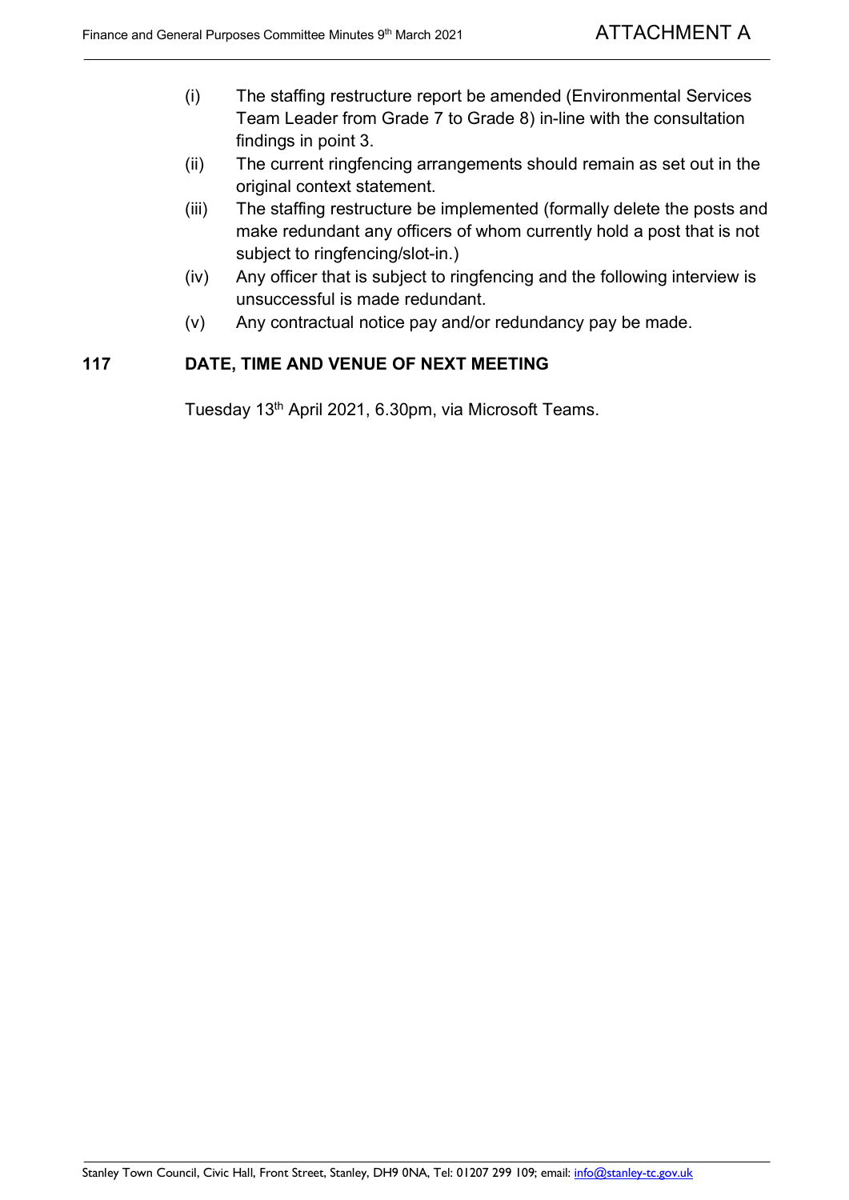(i) The staffing restructure report be amended (Environmental Services Team Leader from Grade 7 to Grade 8) in-line with the consultation findings in point 3.

(ii) The current ringfencing arrangements should remain as set out in the original context statement.

(iii) The staffing restructure be implemented (formally delete the posts and make redundant any officers of whom currently hold a post that is not subject to ringfencing/slot-in.)

(iv) Any officer that is subject to ringfencing and the following interview is unsuccessful is made redundant.

(v) Any contractual notice pay and/or redundancy pay be made.

## 117 DATE, TIME AND VENUE OF NEXT MEETING

Tuesday 13th April 2021, 6.30pm, via Microsoft Teams.